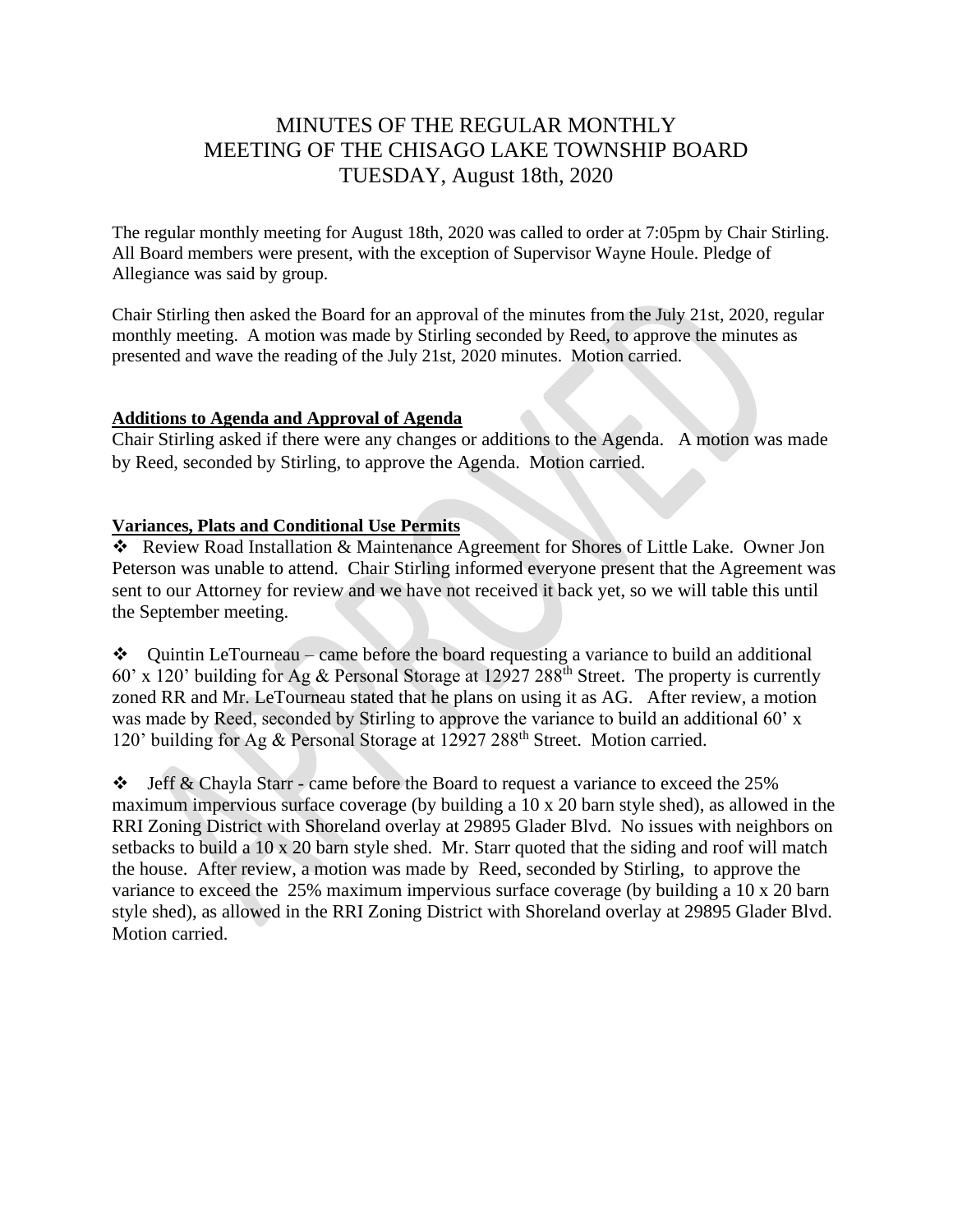# MINUTES OF THE REGULAR MONTHLY MEETING OF THE CHISAGO LAKE TOWNSHIP BOARD TUESDAY, August 18th, 2020

The regular monthly meeting for August 18th, 2020 was called to order at 7:05pm by Chair Stirling. All Board members were present, with the exception of Supervisor Wayne Houle. Pledge of Allegiance was said by group.

Chair Stirling then asked the Board for an approval of the minutes from the July 21st, 2020, regular monthly meeting. A motion was made by Stirling seconded by Reed, to approve the minutes as presented and wave the reading of the July 21st, 2020 minutes. Motion carried.

**Additions to Agenda and Approval of Agenda**

Chair Stirling asked if there were any changes or additions to the Agenda. A motion was made by Reed, seconded by Stirling, to approve the Agenda. Motion carried.

**Variances, Plats and Conditional Use Permits**

- Review Road Installation & Maintenance Agreement for Shores of Little Lake. Owner Jon Peterson was unable to attend. Chair Stirling informed everyone present that the Agreement was sent to our Attorney for review and we have not received it back yet, so we will table this until the September meeting.

- Quintin LeTourneau – came before the board requesting a variance to build an additional 60' x 120' building for Ag & Personal Storage at 12927 288th Street. The property is currently zoned RR and Mr. LeTourneau stated that he plans on using it as AG. After review, a motion was made by Reed, seconded by Stirling to approve the variance to build an additional 60' x 120' building for Ag & Personal Storage at 12927 288th Street. Motion carried.

- Jeff & Chayla Starr - came before the Board to request a variance to exceed the 25% maximum impervious surface coverage (by building a 10 x 20 barn style shed), as allowed in the RRI Zoning District with Shoreland overlay at 29895 Glader Blvd. No issues with neighbors on setbacks to build a 10 x 20 barn style shed. Mr. Starr quoted that the siding and roof will match the house. After review, a motion was made by Reed, seconded by Stirling, to approve the variance to exceed the 25% maximum impervious surface coverage (by building a 10 x 20 barn style shed), as allowed in the RRI Zoning District with Shoreland overlay at 29895 Glader Blvd. Motion carried.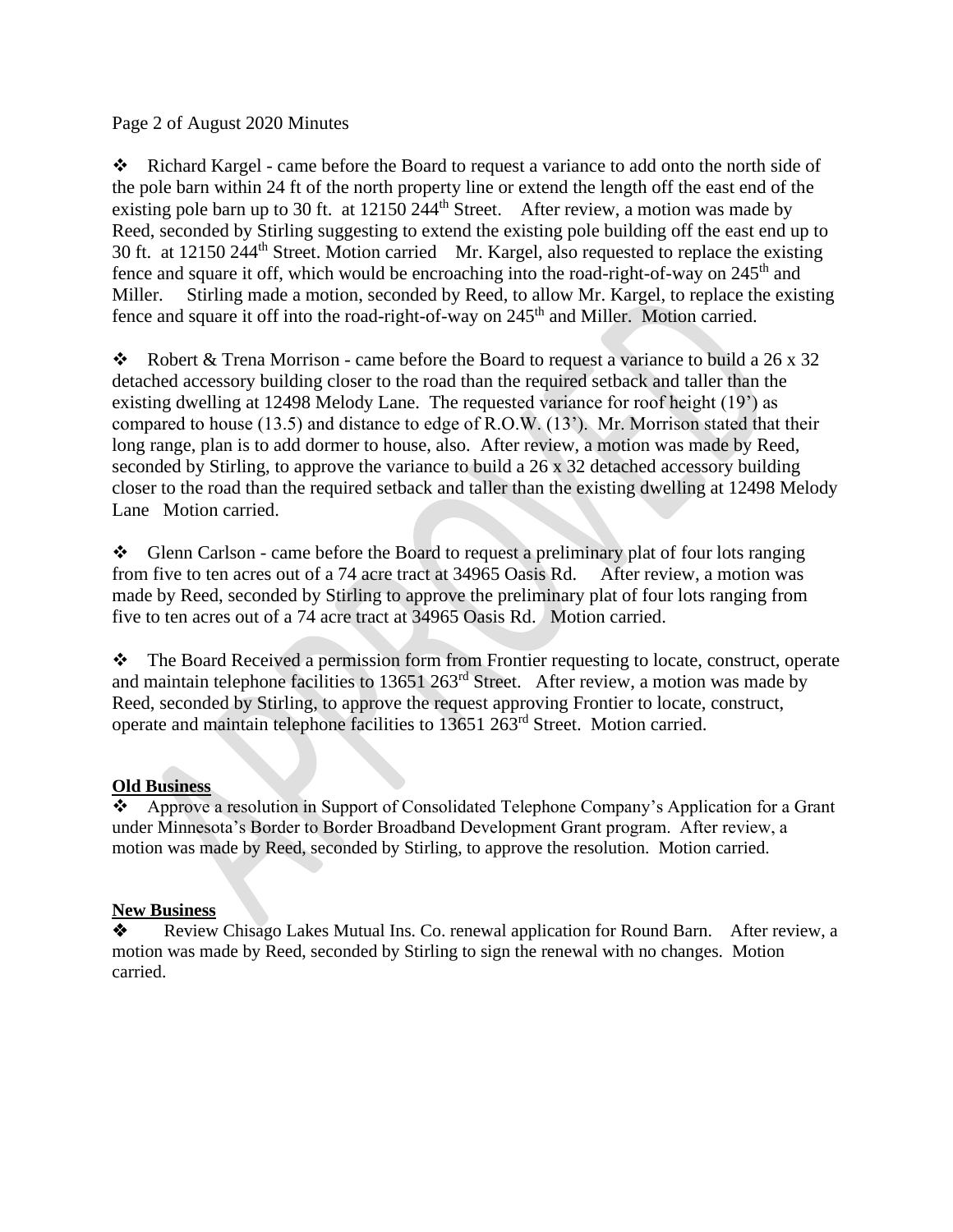❖ Richard Kargel - came before the Board to request a variance to add onto the north side of the pole barn within 24 ft of the north property line or extend the length off the east end of the existing pole barn up to 30 ft. at 12150 244th Street. After review, a motion was made by Reed, seconded by Stirling suggesting to extend the existing pole building off the east end up to 30 ft. at 12150 244th Street. Motion carried Mr. Kargel, also requested to replace the existing fence and square it off, which would be encroaching into the road-right-of-way on 245th and Miller. Stirling made a motion, seconded by Reed, to allow Mr. Kargel, to replace the existing fence and square it off into the road-right-of-way on 245th and Miller. Motion carried.

❖ Robert & Trena Morrison - came before the Board to request a variance to build a 26 x 32 detached accessory building closer to the road than the required setback and taller than the existing dwelling at 12498 Melody Lane. The requested variance for roof height (19') as compared to house (13.5) and distance to edge of R.O.W. (13'). Mr. Morrison stated that their long range, plan is to add dormer to house, also. After review, a motion was made by Reed, seconded by Stirling, to approve the variance to build a 26 x 32 detached accessory building closer to the road than the required setback and taller than the existing dwelling at 12498 Melody Lane Motion carried.

❖ Glenn Carlson - came before the Board to request a preliminary plat of four lots ranging from five to ten acres out of a 74 acre tract at 34965 Oasis Rd. After review, a motion was made by Reed, seconded by Stirling to approve the preliminary plat of four lots ranging from five to ten acres out of a 74 acre tract at 34965 Oasis Rd. Motion carried.

❖ The Board Received a permission form from Frontier requesting to locate, construct, operate and maintain telephone facilities to 13651 263rd Street. After review, a motion was made by Reed, seconded by Stirling, to approve the request approving Frontier to locate, construct, operate and maintain telephone facilities to 13651 263rd Street. Motion carried.

**Old Business**

❖ Approve a resolution in Support of Consolidated Telephone Company's Application for a Grant under Minnesota's Border to Border Broadband Development Grant program. After review, a motion was made by Reed, seconded by Stirling, to approve the resolution. Motion carried.

**New Business**

❖ Review Chisago Lakes Mutual Ins. Co. renewal application for Round Barn. After review, a motion was made by Reed, seconded by Stirling to sign the renewal with no changes. Motion carried.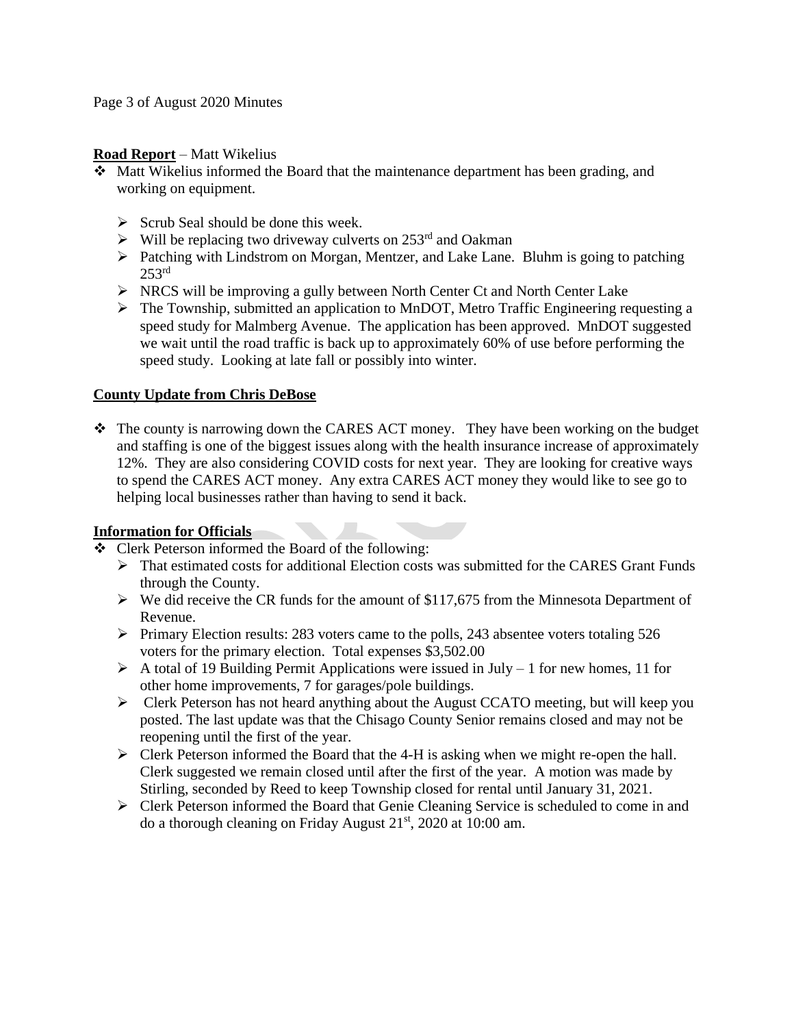**Road Report** – Matt Wikelius

- Matt Wikelius informed the Board that the maintenance department has been grading, and working on equipment.
  - Scrub Seal should be done this week.
  - Will be replacing two driveway culverts on 253rd and Oakman
  - Patching with Lindstrom on Morgan, Mentzer, and Lake Lane. Bluhm is going to patching 253rd
  - NRCS will be improving a gully between North Center Ct and North Center Lake
  - The Township, submitted an application to MnDOT, Metro Traffic Engineering requesting a speed study for Malmberg Avenue. The application has been approved. MnDOT suggested we wait until the road traffic is back up to approximately 60% of use before performing the speed study. Looking at late fall or possibly into winter.

**County Update from Chris DeBose**

- The county is narrowing down the CARES ACT money. They have been working on the budget and staffing is one of the biggest issues along with the health insurance increase of approximately 12%. They are also considering COVID costs for next year. They are looking for creative ways to spend the CARES ACT money. Any extra CARES ACT money they would like to see go to helping local businesses rather than having to send it back.

**Information for Officials**

- Clerk Peterson informed the Board of the following:
  - That estimated costs for additional Election costs was submitted for the CARES Grant Funds through the County.
  - We did receive the CR funds for the amount of $117,675 from the Minnesota Department of Revenue.
  - Primary Election results: 283 voters came to the polls, 243 absentee voters totaling 526 voters for the primary election. Total expenses $3,502.00
  - A total of 19 Building Permit Applications were issued in July – 1 for new homes, 11 for other home improvements, 7 for garages/pole buildings.
  - Clerk Peterson has not heard anything about the August CCATO meeting, but will keep you posted. The last update was that the Chisago County Senior remains closed and may not be reopening until the first of the year.
  - Clerk Peterson informed the Board that the 4-H is asking when we might re-open the hall. Clerk suggested we remain closed until after the first of the year. A motion was made by Stirling, seconded by Reed to keep Township closed for rental until January 31, 2021.
  - Clerk Peterson informed the Board that Genie Cleaning Service is scheduled to come in and do a thorough cleaning on Friday August 21st, 2020 at 10:00 am.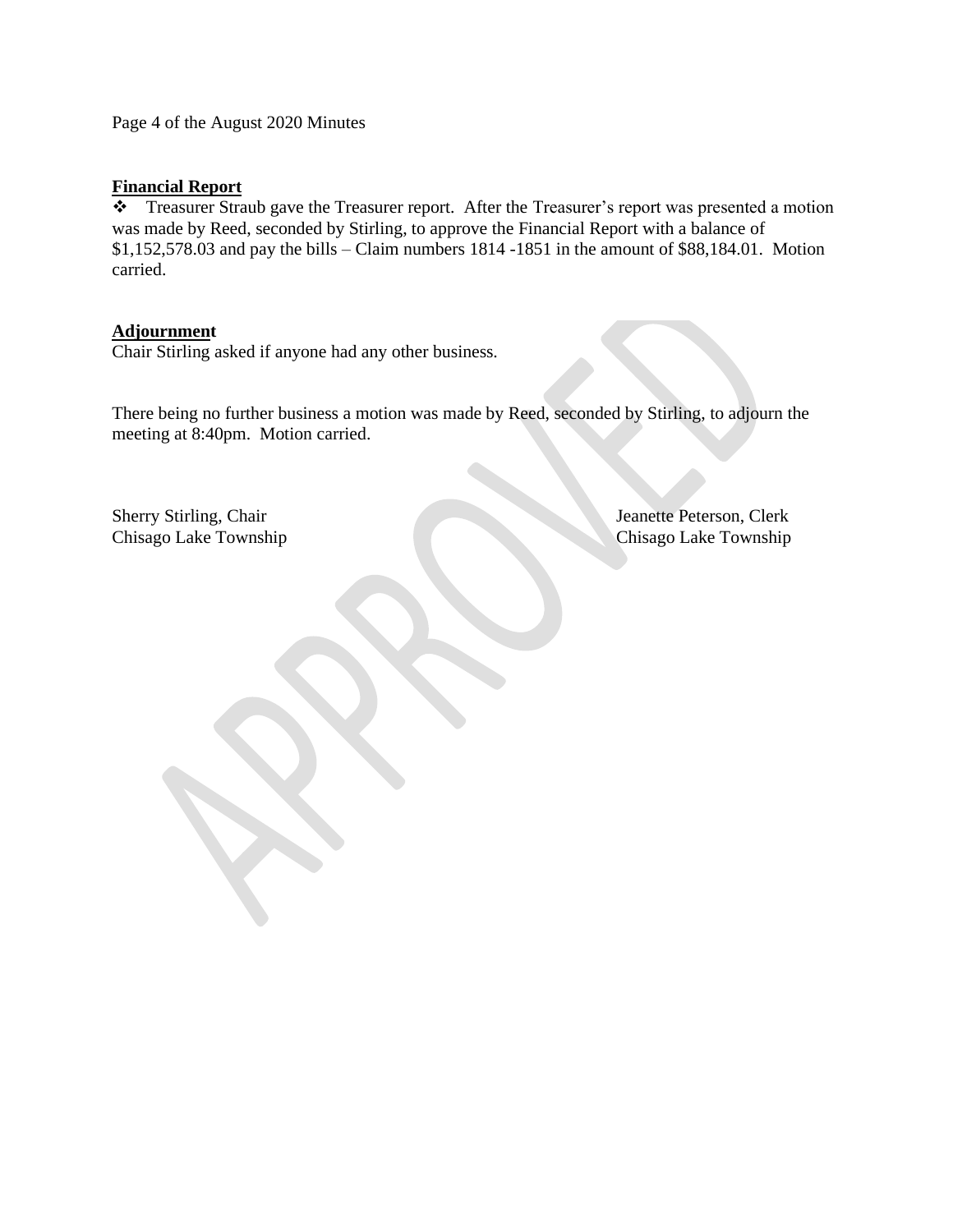Page 4 of the August 2020 Minutes

**Financial Report**

- Treasurer Straub gave the Treasurer report. After the Treasurer's report was presented a motion was made by Reed, seconded by Stirling, to approve the Financial Report with a balance of $1,152,578.03 and pay the bills – Claim numbers 1814 -1851 in the amount of $88,184.01. Motion carried.

**Adjournment**

Chair Stirling asked if anyone had any other business.

There being no further business a motion was made by Reed, seconded by Stirling, to adjourn the meeting at 8:40pm. Motion carried.

Sherry Stirling, Chair
Chisago Lake Township

Jeanette Peterson, Clerk
Chisago Lake Township

APPROVED